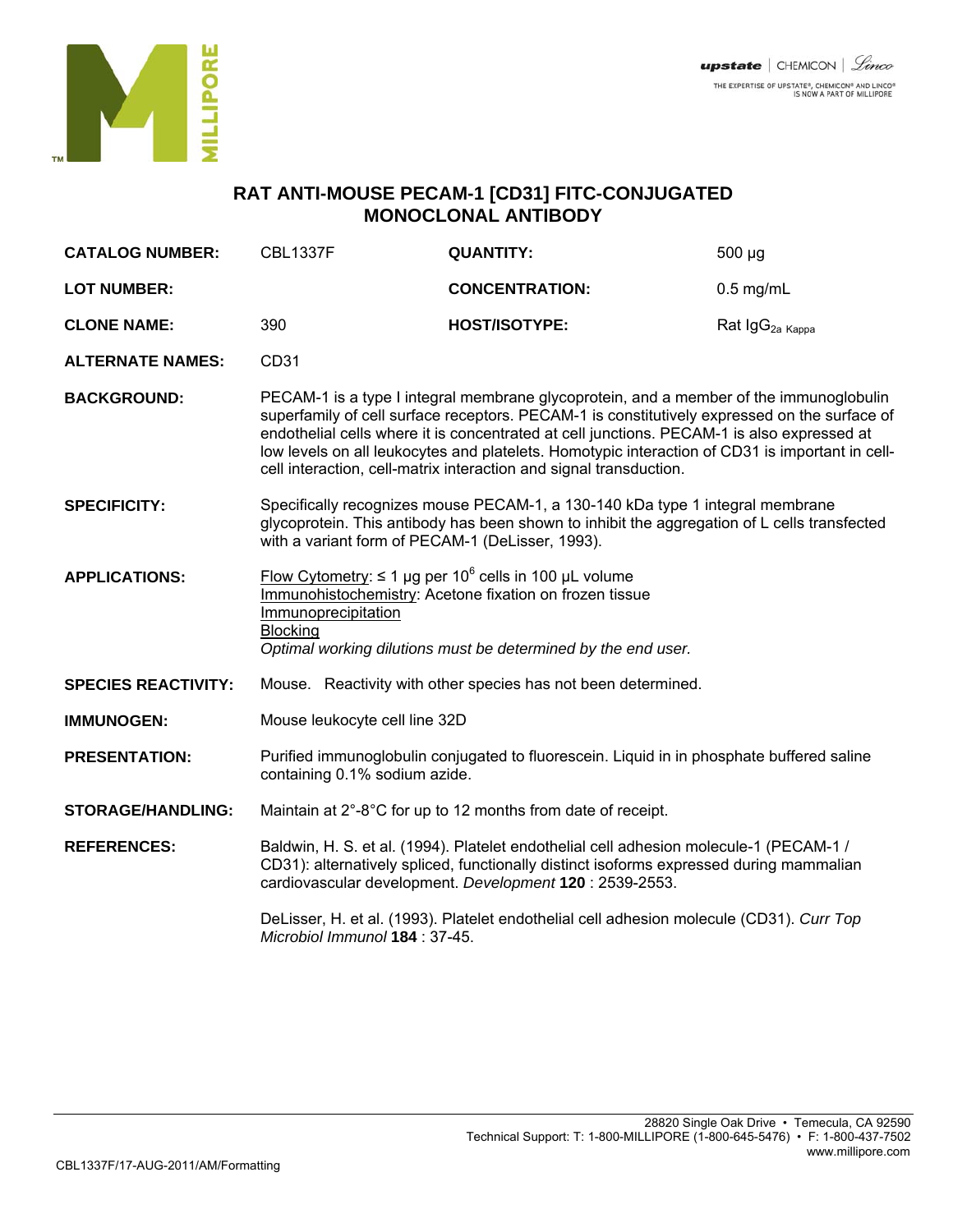# RAT ANTI-MOUSE PECAM-1 [CD31] FITC-CONJUGATED MONOCLONAL ANTIBODY

| | | | |
|---|---|---|---|
| **CATALOG NUMBER:** | CBL1337F | **QUANTITY:** | 500 µg |
| **LOT NUMBER:** | | **CONCENTRATION:** | 0.5 mg/mL |
| **CLONE NAME:** | 390 | **HOST/ISOTYPE:** | Rat $IgG_{2a\ Kappa}$ |

**ALTERNATE NAMES:** CD31

**BACKGROUND:** PECAM-1 is a type I integral membrane glycoprotein, and a member of the immunoglobulin superfamily of cell surface receptors. PECAM-1 is constitutively expressed on the surface of endothelial cells where it is concentrated at cell junctions. PECAM-1 is also expressed at low levels on all leukocytes and platelets. Homotypic interaction of CD31 is important in cell-cell interaction, cell-matrix interaction and signal transduction.

**SPECIFICITY:** Specifically recognizes mouse PECAM-1, a 130-140 kDa type 1 integral membrane glycoprotein. This antibody has been shown to inhibit the aggregation of L cells transfected with a variant form of PECAM-1 (DeLisser, 1993).

**APPLICATIONS:**
Flow Cytometry: ≤ 1 µg per $10^6$ cells in 100 µL volume
Immunohistochemistry: Acetone fixation on frozen tissue
Immunoprecipitation
Blocking
*Optimal working dilutions must be determined by the end user.*

**SPECIES REACTIVITY:** Mouse. Reactivity with other species has not been determined.

**IMMUNOGEN:** Mouse leukocyte cell line 32D

**PRESENTATION:** Purified immunoglobulin conjugated to fluorescein. Liquid in in phosphate buffered saline containing 0.1% sodium azide.

**STORAGE/HANDLING:** Maintain at 2°-8°C for up to 12 months from date of receipt.

**REFERENCES:**

Baldwin, H. S. et al. (1994). Platelet endothelial cell adhesion molecule-1 (PECAM-1 / CD31): alternatively spliced, functionally distinct isoforms expressed during mammalian cardiovascular development. *Development* **120** : 2539-2553.

DeLisser, H. et al. (1993). Platelet endothelial cell adhesion molecule (CD31). *Curr Top Microbiol Immunol* **184** : 37-45.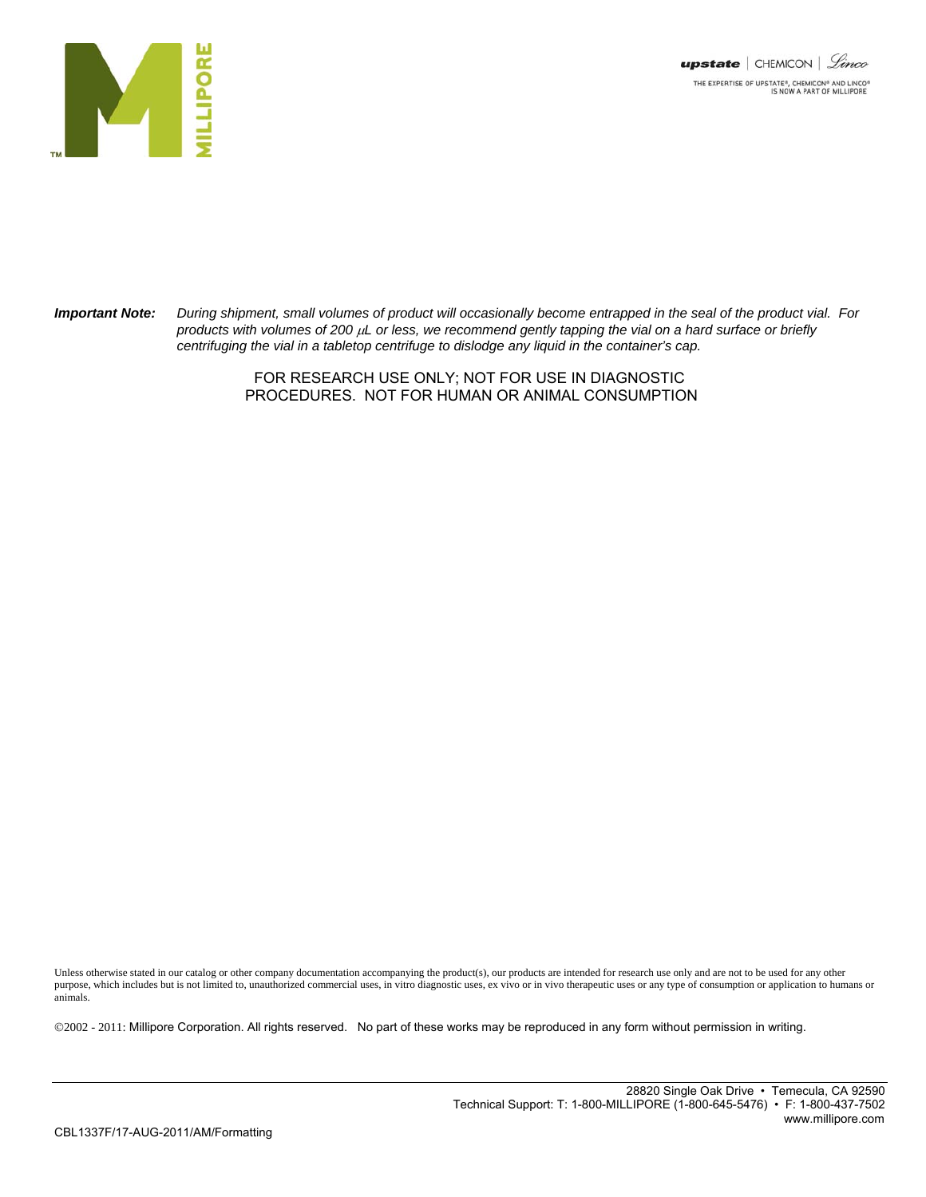MILLIPORE

upstate | CHEMICON | Linco

THE EXPERTISE OF UPSTATE®, CHEMICON® AND LINCO® IS NOW A PART OF MILLIPORE

***Important Note:*** *During shipment, small volumes of product will occasionally become entrapped in the seal of the product vial. For products with volumes of 200 μL or less, we recommend gently tapping the vial on a hard surface or briefly centrifuging the vial in a tabletop centrifuge to dislodge any liquid in the container's cap.*

FOR RESEARCH USE ONLY; NOT FOR USE IN DIAGNOSTIC PROCEDURES. NOT FOR HUMAN OR ANIMAL CONSUMPTION

Unless otherwise stated in our catalog or other company documentation accompanying the product(s), our products are intended for research use only and are not to be used for any other purpose, which includes but is not limited to, unauthorized commercial uses, in vitro diagnostic uses, ex vivo or in vivo therapeutic uses or any type of consumption or application to humans or animals.

©2002 - 2011: Millipore Corporation. All rights reserved. No part of these works may be reproduced in any form without permission in writing.

28820 Single Oak Drive • Temecula, CA 92590
Technical Support: T: 1-800-MILLIPORE (1-800-645-5476) • F: 1-800-437-7502
www.millipore.com

CBL1337F/17-AUG-2011/AM/Formatting